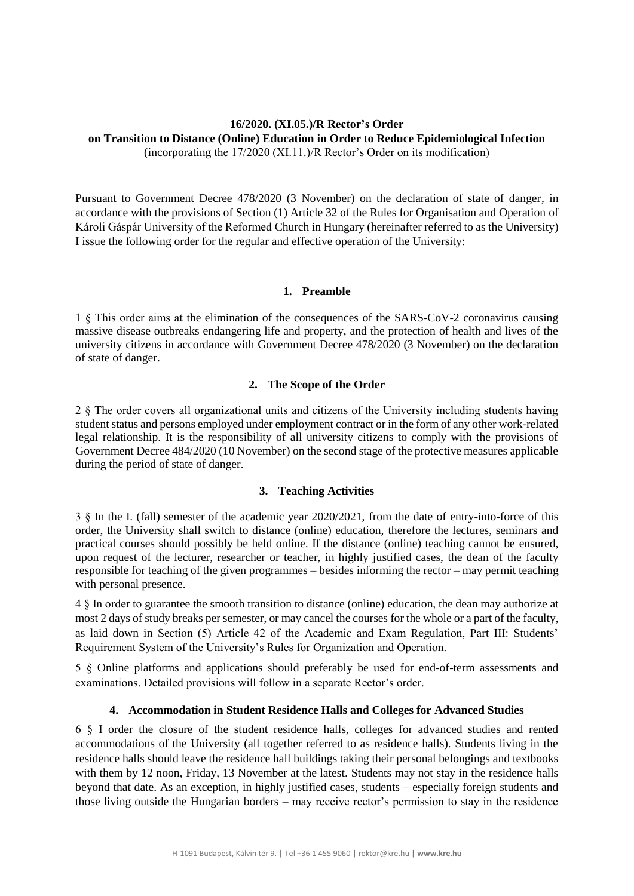**16/2020. (XI.05.)/R Rector's Order**
**on Transition to Distance (Online) Education in Order to Reduce Epidemiological Infection**
(incorporating the 17/2020 (XI.11.)/R Rector's Order on its modification)

Pursuant to Government Decree 478/2020 (3 November) on the declaration of state of danger, in accordance with the provisions of Section (1) Article 32 of the Rules for Organisation and Operation of Károli Gáspár University of the Reformed Church in Hungary (hereinafter referred to as the University) I issue the following order for the regular and effective operation of the University:

## 1. Preamble

1 § This order aims at the elimination of the consequences of the SARS-CoV-2 coronavirus causing massive disease outbreaks endangering life and property, and the protection of health and lives of the university citizens in accordance with Government Decree 478/2020 (3 November) on the declaration of state of danger.

## 2. The Scope of the Order

2 § The order covers all organizational units and citizens of the University including students having student status and persons employed under employment contract or in the form of any other work-related legal relationship. It is the responsibility of all university citizens to comply with the provisions of Government Decree 484/2020 (10 November) on the second stage of the protective measures applicable during the period of state of danger.

## 3. Teaching Activities

3 § In the I. (fall) semester of the academic year 2020/2021, from the date of entry-into-force of this order, the University shall switch to distance (online) education, therefore the lectures, seminars and practical courses should possibly be held online. If the distance (online) teaching cannot be ensured, upon request of the lecturer, researcher or teacher, in highly justified cases, the dean of the faculty responsible for teaching of the given programmes – besides informing the rector – may permit teaching with personal presence.

4 § In order to guarantee the smooth transition to distance (online) education, the dean may authorize at most 2 days of study breaks per semester, or may cancel the courses for the whole or a part of the faculty, as laid down in Section (5) Article 42 of the Academic and Exam Regulation, Part III: Students' Requirement System of the University's Rules for Organization and Operation.

5 § Online platforms and applications should preferably be used for end-of-term assessments and examinations. Detailed provisions will follow in a separate Rector's order.

## 4. Accommodation in Student Residence Halls and Colleges for Advanced Studies

6 § I order the closure of the student residence halls, colleges for advanced studies and rented accommodations of the University (all together referred to as residence halls). Students living in the residence halls should leave the residence hall buildings taking their personal belongings and textbooks with them by 12 noon, Friday, 13 November at the latest. Students may not stay in the residence halls beyond that date. As an exception, in highly justified cases, students – especially foreign students and those living outside the Hungarian borders – may receive rector's permission to stay in the residence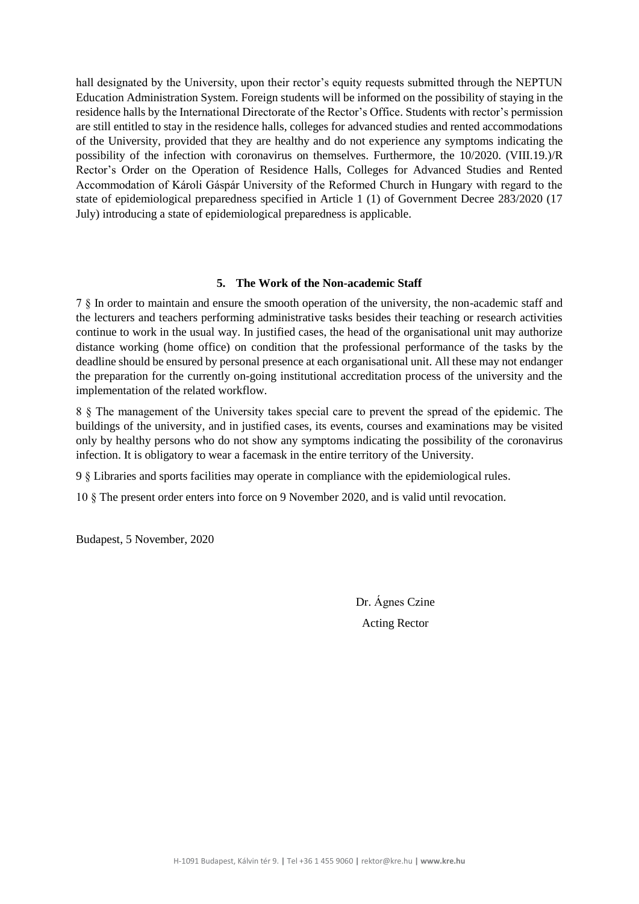hall designated by the University, upon their rector's equity requests submitted through the NEPTUN Education Administration System. Foreign students will be informed on the possibility of staying in the residence halls by the International Directorate of the Rector's Office. Students with rector's permission are still entitled to stay in the residence halls, colleges for advanced studies and rented accommodations of the University, provided that they are healthy and do not experience any symptoms indicating the possibility of the infection with coronavirus on themselves. Furthermore, the 10/2020. (VIII.19.)/R Rector's Order on the Operation of Residence Halls, Colleges for Advanced Studies and Rented Accommodation of Károli Gáspár University of the Reformed Church in Hungary with regard to the state of epidemiological preparedness specified in Article 1 (1) of Government Decree 283/2020 (17 July) introducing a state of epidemiological preparedness is applicable.

## 5. The Work of the Non-academic Staff

7 § In order to maintain and ensure the smooth operation of the university, the non-academic staff and the lecturers and teachers performing administrative tasks besides their teaching or research activities continue to work in the usual way. In justified cases, the head of the organisational unit may authorize distance working (home office) on condition that the professional performance of the tasks by the deadline should be ensured by personal presence at each organisational unit. All these may not endanger the preparation for the currently on-going institutional accreditation process of the university and the implementation of the related workflow.

8 § The management of the University takes special care to prevent the spread of the epidemic. The buildings of the university, and in justified cases, its events, courses and examinations may be visited only by healthy persons who do not show any symptoms indicating the possibility of the coronavirus infection. It is obligatory to wear a facemask in the entire territory of the University.

9 § Libraries and sports facilities may operate in compliance with the epidemiological rules.

10 § The present order enters into force on 9 November 2020, and is valid until revocation.

Budapest, 5 November, 2020

Dr. Ágnes Czine

Acting Rector

H-1091 Budapest, Kálvin tér 9. | Tel +36 1 455 9060 | rektor@kre.hu | **www.kre.hu**